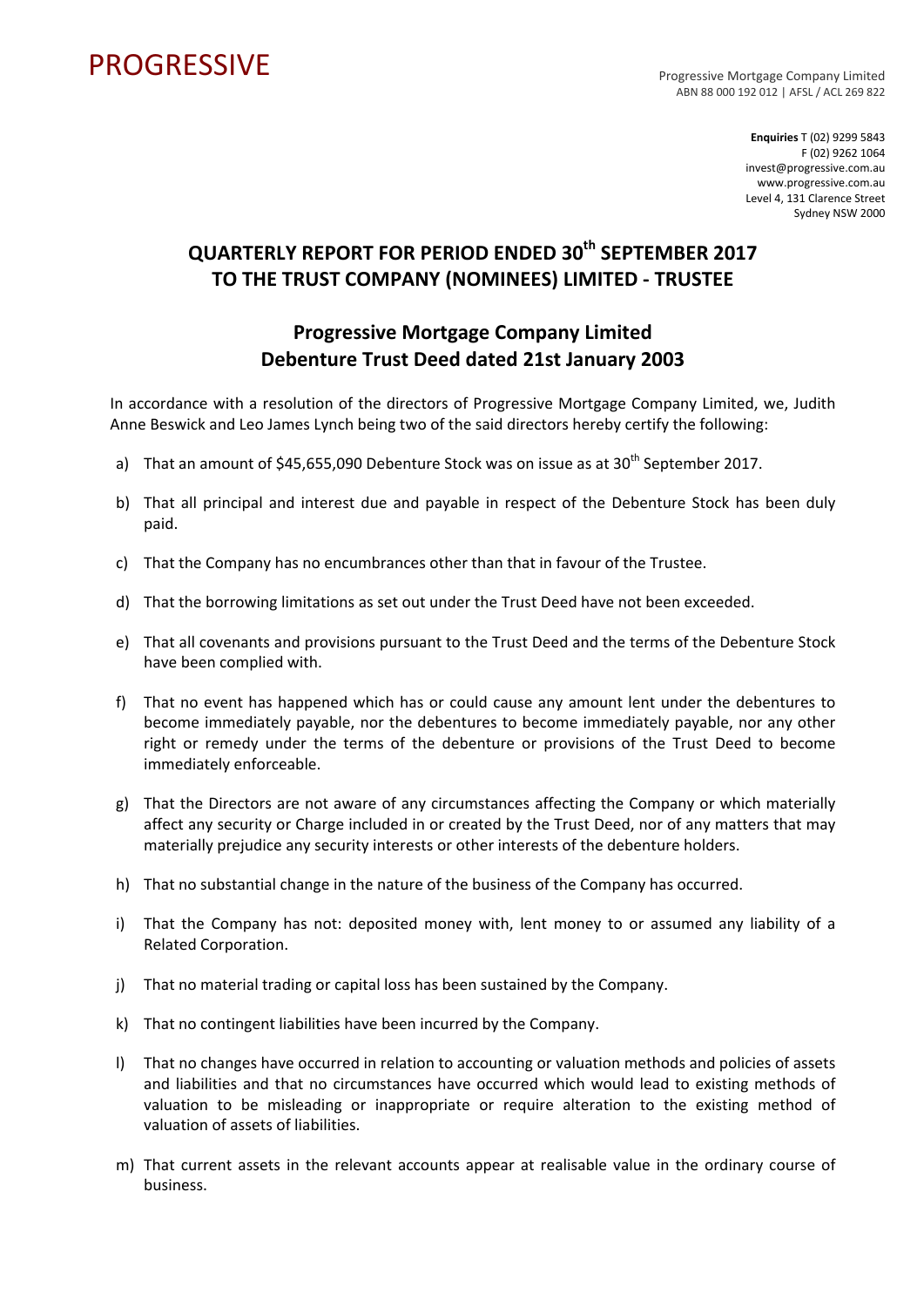PROGRESSIVE

Progressive Mortgage Company Limited
ABN 88 000 192 012 | AFSL / ACL 269 822

**Enquiries** T (02) 9299 5843
F (02) 9262 1064
invest@progressive.com.au
www.progressive.com.au
Level 4, 131 Clarence Street
Sydney NSW 2000

# QUARTERLY REPORT FOR PERIOD ENDED 30th SEPTEMBER 2017 TO THE TRUST COMPANY (NOMINEES) LIMITED - TRUSTEE

## Progressive Mortgage Company Limited Debenture Trust Deed dated 21st January 2003

In accordance with a resolution of the directors of Progressive Mortgage Company Limited, we, Judith Anne Beswick and Leo James Lynch being two of the said directors hereby certify the following:

a) That an amount of $45,655,090 Debenture Stock was on issue as at 30th September 2017.

b) That all principal and interest due and payable in respect of the Debenture Stock has been duly paid.

c) That the Company has no encumbrances other than that in favour of the Trustee.

d) That the borrowing limitations as set out under the Trust Deed have not been exceeded.

e) That all covenants and provisions pursuant to the Trust Deed and the terms of the Debenture Stock have been complied with.

f) That no event has happened which has or could cause any amount lent under the debentures to become immediately payable, nor the debentures to become immediately payable, nor any other right or remedy under the terms of the debenture or provisions of the Trust Deed to become immediately enforceable.

g) That the Directors are not aware of any circumstances affecting the Company or which materially affect any security or Charge included in or created by the Trust Deed, nor of any matters that may materially prejudice any security interests or other interests of the debenture holders.

h) That no substantial change in the nature of the business of the Company has occurred.

i) That the Company has not: deposited money with, lent money to or assumed any liability of a Related Corporation.

j) That no material trading or capital loss has been sustained by the Company.

k) That no contingent liabilities have been incurred by the Company.

l) That no changes have occurred in relation to accounting or valuation methods and policies of assets and liabilities and that no circumstances have occurred which would lead to existing methods of valuation to be misleading or inappropriate or require alteration to the existing method of valuation of assets of liabilities.

m) That current assets in the relevant accounts appear at realisable value in the ordinary course of business.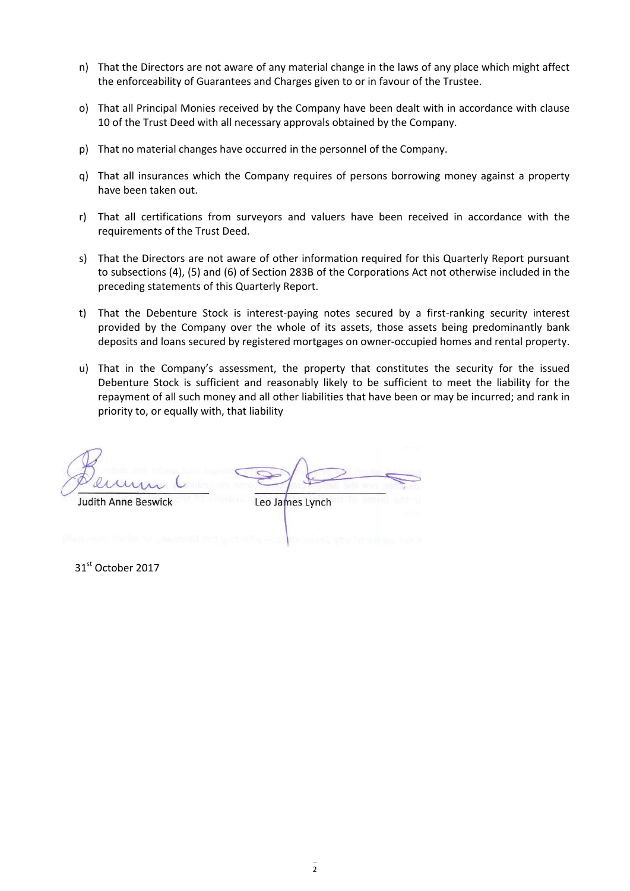n) That the Directors are not aware of any material change in the laws of any place which might affect the enforceability of Guarantees and Charges given to or in favour of the Trustee.

o) That all Principal Monies received by the Company have been dealt with in accordance with clause 10 of the Trust Deed with all necessary approvals obtained by the Company.

p) That no material changes have occurred in the personnel of the Company.

q) That all insurances which the Company requires of persons borrowing money against a property have been taken out.

r) That all certifications from surveyors and valuers have been received in accordance with the requirements of the Trust Deed.

s) That the Directors are not aware of other information required for this Quarterly Report pursuant to subsections (4), (5) and (6) of Section 283B of the Corporations Act not otherwise included in the preceding statements of this Quarterly Report.

t) That the Debenture Stock is interest-paying notes secured by a first-ranking security interest provided by the Company over the whole of its assets, those assets being predominantly bank deposits and loans secured by registered mortgages on owner-occupied homes and rental property.

u) That in the Company's assessment, the property that constitutes the security for the issued Debenture Stock is sufficient and reasonably likely to be sufficient to meet the liability for the repayment of all such money and all other liabilities that have been or may be incurred; and rank in priority to, or equally with, that liability

Judith Anne Beswick

Leo James Lynch

31st October 2017